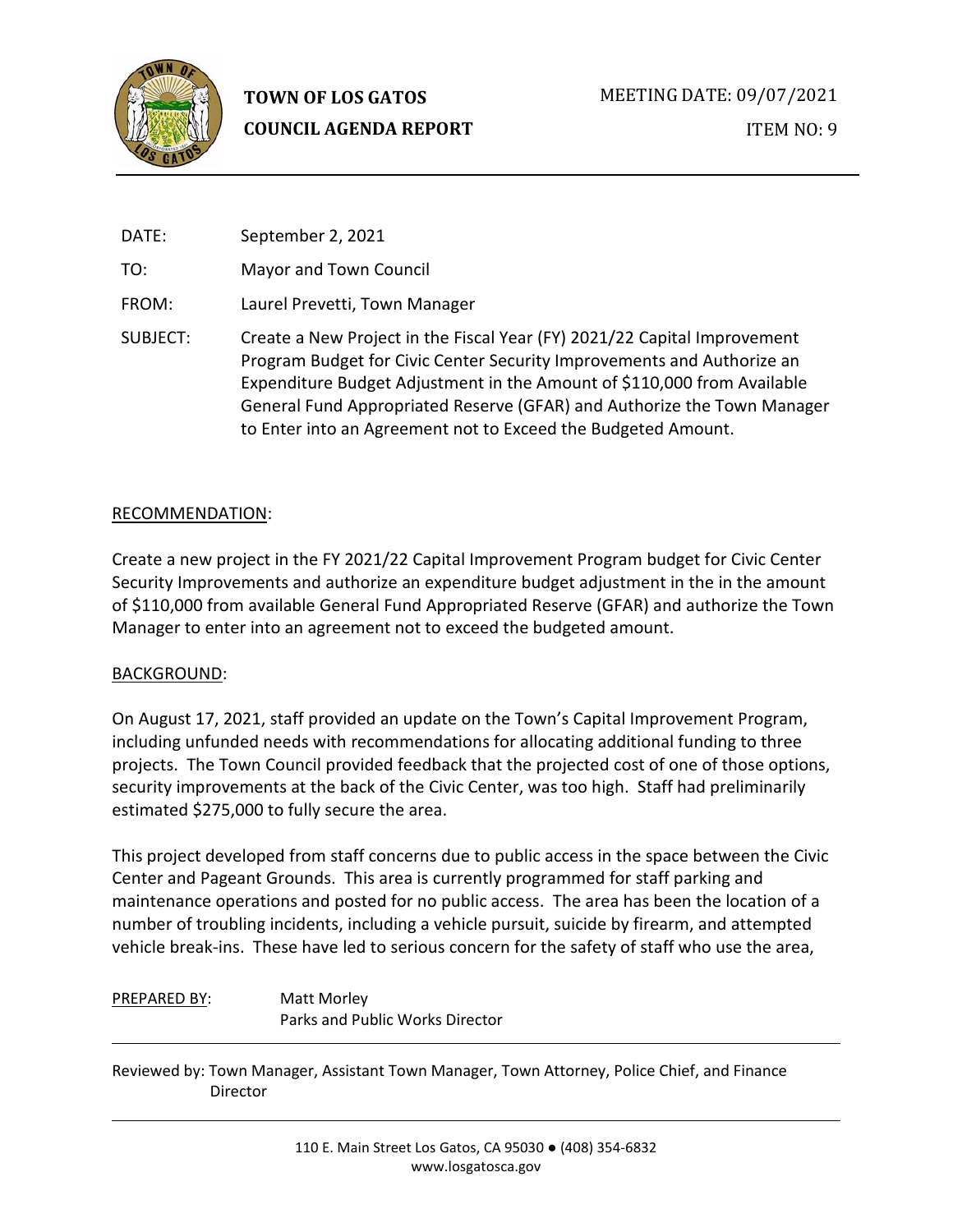**TOWN OF LOS GATOS**
**COUNCIL AGENDA REPORT**

MEETING DATE: 09/07/2021

ITEM NO: 9

| | |
|---|---|
| DATE: | September 2, 2021 |
| TO: | Mayor and Town Council |
| FROM: | Laurel Prevetti, Town Manager |
| SUBJECT: | Create a New Project in the Fiscal Year (FY) 2021/22 Capital Improvement Program Budget for Civic Center Security Improvements and Authorize an Expenditure Budget Adjustment in the Amount of $110,000 from Available General Fund Appropriated Reserve (GFAR) and Authorize the Town Manager to Enter into an Agreement not to Exceed the Budgeted Amount. |

## RECOMMENDATION:

Create a new project in the FY 2021/22 Capital Improvement Program budget for Civic Center Security Improvements and authorize an expenditure budget adjustment in the in the amount of $110,000 from available General Fund Appropriated Reserve (GFAR) and authorize the Town Manager to enter into an agreement not to exceed the budgeted amount.

## BACKGROUND:

On August 17, 2021, staff provided an update on the Town's Capital Improvement Program, including unfunded needs with recommendations for allocating additional funding to three projects. The Town Council provided feedback that the projected cost of one of those options, security improvements at the back of the Civic Center, was too high. Staff had preliminarily estimated $275,000 to fully secure the area.

This project developed from staff concerns due to public access in the space between the Civic Center and Pageant Grounds. This area is currently programmed for staff parking and maintenance operations and posted for no public access. The area has been the location of a number of troubling incidents, including a vehicle pursuit, suicide by firearm, and attempted vehicle break-ins. These have led to serious concern for the safety of staff who use the area,

PREPARED BY: Matt Morley
Parks and Public Works Director

Reviewed by: Town Manager, Assistant Town Manager, Town Attorney, Police Chief, and Finance Director

110 E. Main Street Los Gatos, CA 95030 ● (408) 354-6832
www.losgatosca.gov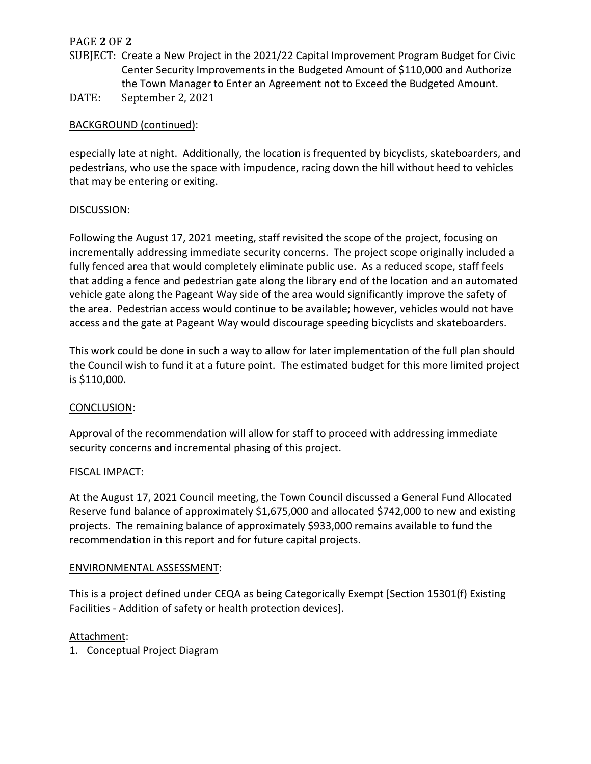SUBJECT: Create a New Project in the 2021/22 Capital Improvement Program Budget for Civic Center Security Improvements in the Budgeted Amount of $110,000 and Authorize the Town Manager to Enter an Agreement not to Exceed the Budgeted Amount.

DATE: September 2, 2021

## BACKGROUND (continued):

especially late at night. Additionally, the location is frequented by bicyclists, skateboarders, and pedestrians, who use the space with impudence, racing down the hill without heed to vehicles that may be entering or exiting.

## DISCUSSION:

Following the August 17, 2021 meeting, staff revisited the scope of the project, focusing on incrementally addressing immediate security concerns. The project scope originally included a fully fenced area that would completely eliminate public use. As a reduced scope, staff feels that adding a fence and pedestrian gate along the library end of the location and an automated vehicle gate along the Pageant Way side of the area would significantly improve the safety of the area. Pedestrian access would continue to be available; however, vehicles would not have access and the gate at Pageant Way would discourage speeding bicyclists and skateboarders.

This work could be done in such a way to allow for later implementation of the full plan should the Council wish to fund it at a future point. The estimated budget for this more limited project is $110,000.

## CONCLUSION:

Approval of the recommendation will allow for staff to proceed with addressing immediate security concerns and incremental phasing of this project.

## FISCAL IMPACT:

At the August 17, 2021 Council meeting, the Town Council discussed a General Fund Allocated Reserve fund balance of approximately $1,675,000 and allocated $742,000 to new and existing projects. The remaining balance of approximately $933,000 remains available to fund the recommendation in this report and for future capital projects.

## ENVIRONMENTAL ASSESSMENT:

This is a project defined under CEQA as being Categorically Exempt [Section 15301(f) Existing Facilities - Addition of safety or health protection devices].

## Attachment:

1. Conceptual Project Diagram